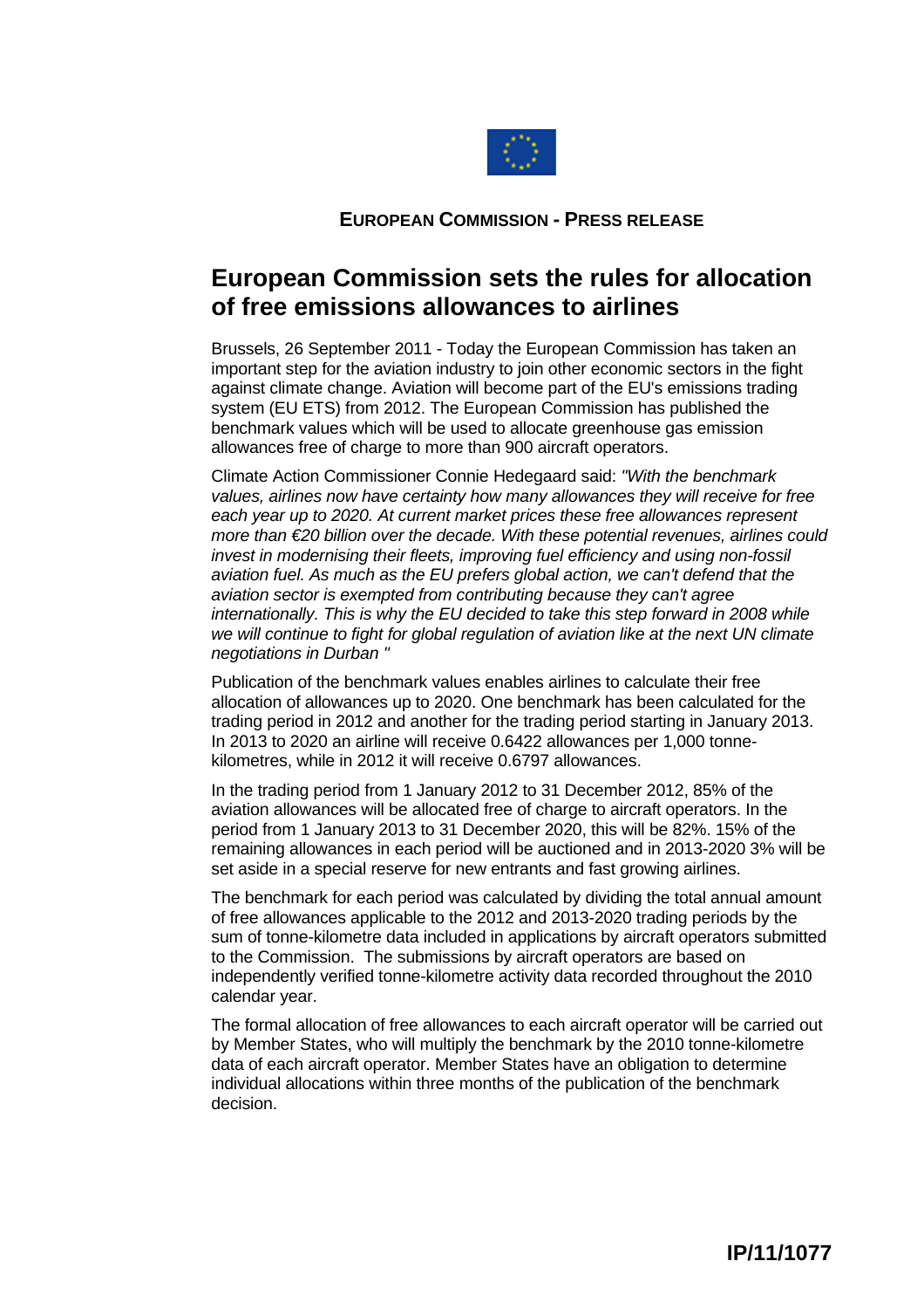**EUROPEAN COMMISSION - PRESS RELEASE**

# European Commission sets the rules for allocation of free emissions allowances to airlines

Brussels, 26 September 2011 - Today the European Commission has taken an important step for the aviation industry to join other economic sectors in the fight against climate change. Aviation will become part of the EU's emissions trading system (EU ETS) from 2012. The European Commission has published the benchmark values which will be used to allocate greenhouse gas emission allowances free of charge to more than 900 aircraft operators.

Climate Action Commissioner Connie Hedegaard said: *"With the benchmark values, airlines now have certainty how many allowances they will receive for free each year up to 2020. At current market prices these free allowances represent more than €20 billion over the decade. With these potential revenues, airlines could invest in modernising their fleets, improving fuel efficiency and using non-fossil aviation fuel. As much as the EU prefers global action, we can't defend that the aviation sector is exempted from contributing because they can't agree internationally. This is why the EU decided to take this step forward in 2008 while we will continue to fight for global regulation of aviation like at the next UN climate negotiations in Durban "*

Publication of the benchmark values enables airlines to calculate their free allocation of allowances up to 2020. One benchmark has been calculated for the trading period in 2012 and another for the trading period starting in January 2013. In 2013 to 2020 an airline will receive 0.6422 allowances per 1,000 tonne-kilometres, while in 2012 it will receive 0.6797 allowances.

In the trading period from 1 January 2012 to 31 December 2012, 85% of the aviation allowances will be allocated free of charge to aircraft operators. In the period from 1 January 2013 to 31 December 2020, this will be 82%. 15% of the remaining allowances in each period will be auctioned and in 2013-2020 3% will be set aside in a special reserve for new entrants and fast growing airlines.

The benchmark for each period was calculated by dividing the total annual amount of free allowances applicable to the 2012 and 2013-2020 trading periods by the sum of tonne-kilometre data included in applications by aircraft operators submitted to the Commission. The submissions by aircraft operators are based on independently verified tonne-kilometre activity data recorded throughout the 2010 calendar year.

The formal allocation of free allowances to each aircraft operator will be carried out by Member States, who will multiply the benchmark by the 2010 tonne-kilometre data of each aircraft operator. Member States have an obligation to determine individual allocations within three months of the publication of the benchmark decision.

**IP/11/1077**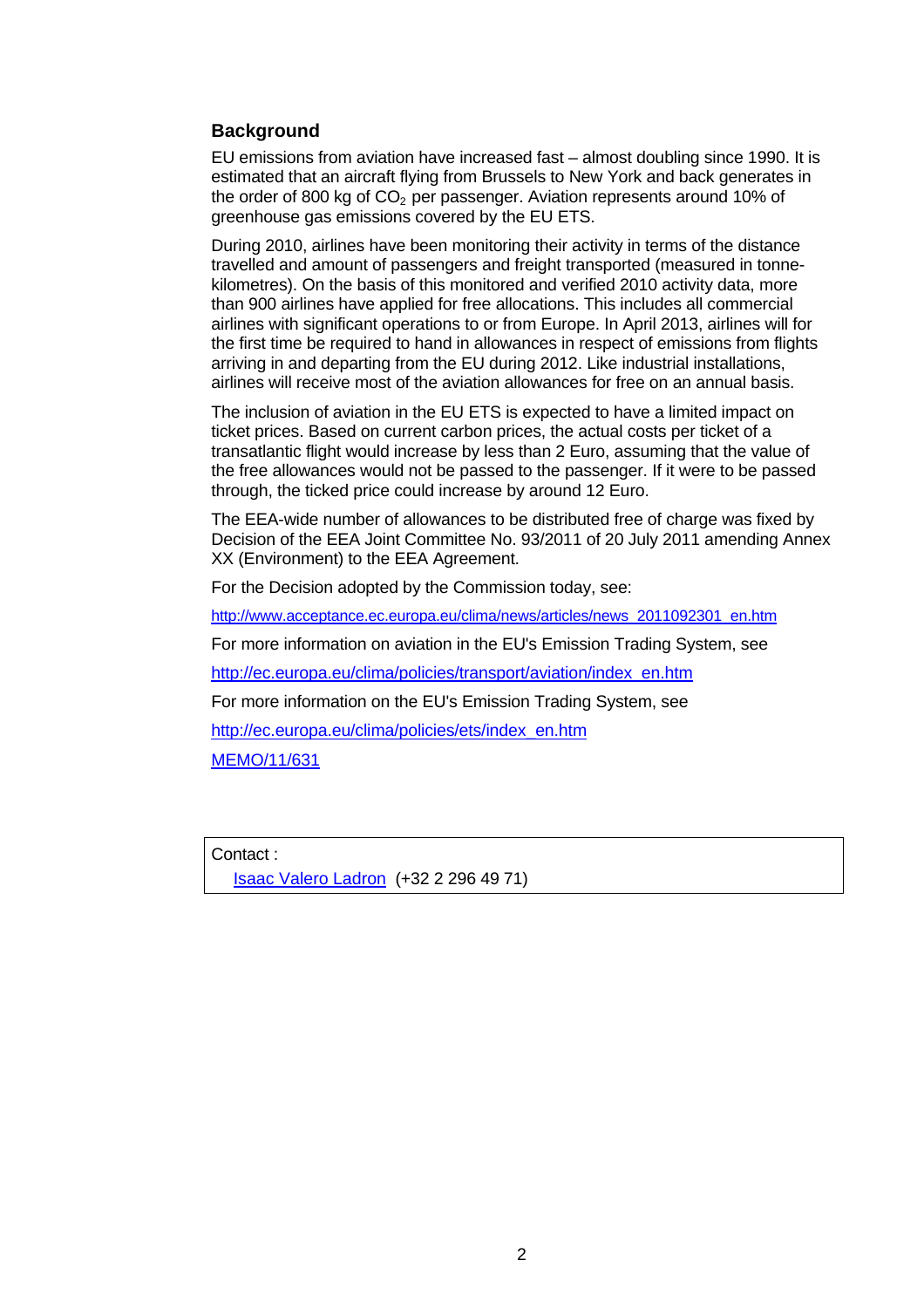## Background

EU emissions from aviation have increased fast – almost doubling since 1990. It is estimated that an aircraft flying from Brussels to New York and back generates in the order of 800 kg of $CO_2$ per passenger. Aviation represents around 10% of greenhouse gas emissions covered by the EU ETS.

During 2010, airlines have been monitoring their activity in terms of the distance travelled and amount of passengers and freight transported (measured in tonne-kilometres). On the basis of this monitored and verified 2010 activity data, more than 900 airlines have applied for free allocations. This includes all commercial airlines with significant operations to or from Europe. In April 2013, airlines will for the first time be required to hand in allowances in respect of emissions from flights arriving in and departing from the EU during 2012. Like industrial installations, airlines will receive most of the aviation allowances for free on an annual basis.

The inclusion of aviation in the EU ETS is expected to have a limited impact on ticket prices. Based on current carbon prices, the actual costs per ticket of a transatlantic flight would increase by less than 2 Euro, assuming that the value of the free allowances would not be passed to the passenger. If it were to be passed through, the ticked price could increase by around 12 Euro.

The EEA-wide number of allowances to be distributed free of charge was fixed by Decision of the EEA Joint Committee No. 93/2011 of 20 July 2011 amending Annex XX (Environment) to the EEA Agreement.

For the Decision adopted by the Commission today, see:

http://www.acceptance.ec.europa.eu/clima/news/articles/news_2011092301_en.htm

For more information on aviation in the EU's Emission Trading System, see

http://ec.europa.eu/clima/policies/transport/aviation/index_en.htm

For more information on the EU's Emission Trading System, see

http://ec.europa.eu/clima/policies/ets/index_en.htm

MEMO/11/631

Contact :

Isaac Valero Ladron (+32 2 296 49 71)